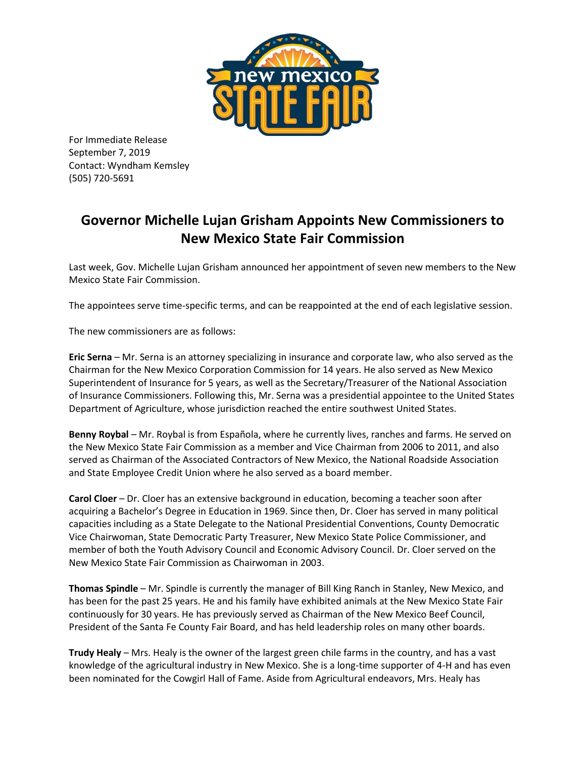For Immediate Release
September 7, 2019
Contact: Wyndham Kemsley
(505) 720-5691

# Governor Michelle Lujan Grisham Appoints New Commissioners to New Mexico State Fair Commission

Last week, Gov. Michelle Lujan Grisham announced her appointment of seven new members to the New Mexico State Fair Commission.

The appointees serve time-specific terms, and can be reappointed at the end of each legislative session.

The new commissioners are as follows:

**Eric Serna** – Mr. Serna is an attorney specializing in insurance and corporate law, who also served as the Chairman for the New Mexico Corporation Commission for 14 years. He also served as New Mexico Superintendent of Insurance for 5 years, as well as the Secretary/Treasurer of the National Association of Insurance Commissioners. Following this, Mr. Serna was a presidential appointee to the United States Department of Agriculture, whose jurisdiction reached the entire southwest United States.

**Benny Roybal** – Mr. Roybal is from Española, where he currently lives, ranches and farms. He served on the New Mexico State Fair Commission as a member and Vice Chairman from 2006 to 2011, and also served as Chairman of the Associated Contractors of New Mexico, the National Roadside Association and State Employee Credit Union where he also served as a board member.

**Carol Cloer** – Dr. Cloer has an extensive background in education, becoming a teacher soon after acquiring a Bachelor's Degree in Education in 1969. Since then, Dr. Cloer has served in many political capacities including as a State Delegate to the National Presidential Conventions, County Democratic Vice Chairwoman, State Democratic Party Treasurer, New Mexico State Police Commissioner, and member of both the Youth Advisory Council and Economic Advisory Council. Dr. Cloer served on the New Mexico State Fair Commission as Chairwoman in 2003.

**Thomas Spindle** – Mr. Spindle is currently the manager of Bill King Ranch in Stanley, New Mexico, and has been for the past 25 years. He and his family have exhibited animals at the New Mexico State Fair continuously for 30 years. He has previously served as Chairman of the New Mexico Beef Council, President of the Santa Fe County Fair Board, and has held leadership roles on many other boards.

**Trudy Healy** – Mrs. Healy is the owner of the largest green chile farms in the country, and has a vast knowledge of the agricultural industry in New Mexico. She is a long-time supporter of 4-H and has even been nominated for the Cowgirl Hall of Fame. Aside from Agricultural endeavors, Mrs. Healy has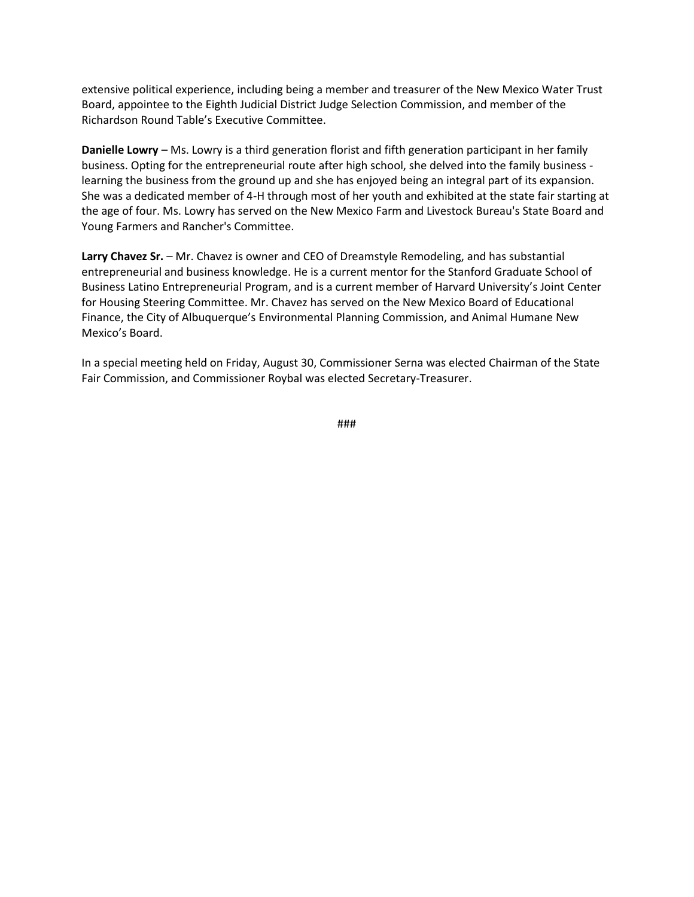extensive political experience, including being a member and treasurer of the New Mexico Water Trust Board, appointee to the Eighth Judicial District Judge Selection Commission, and member of the Richardson Round Table's Executive Committee.

**Danielle Lowry** – Ms. Lowry is a third generation florist and fifth generation participant in her family business. Opting for the entrepreneurial route after high school, she delved into the family business - learning the business from the ground up and she has enjoyed being an integral part of its expansion. She was a dedicated member of 4-H through most of her youth and exhibited at the state fair starting at the age of four. Ms. Lowry has served on the New Mexico Farm and Livestock Bureau's State Board and Young Farmers and Rancher's Committee.

**Larry Chavez Sr.** – Mr. Chavez is owner and CEO of Dreamstyle Remodeling, and has substantial entrepreneurial and business knowledge. He is a current mentor for the Stanford Graduate School of Business Latino Entrepreneurial Program, and is a current member of Harvard University's Joint Center for Housing Steering Committee. Mr. Chavez has served on the New Mexico Board of Educational Finance, the City of Albuquerque's Environmental Planning Commission, and Animal Humane New Mexico's Board.

In a special meeting held on Friday, August 30, Commissioner Serna was elected Chairman of the State Fair Commission, and Commissioner Roybal was elected Secretary-Treasurer.

###